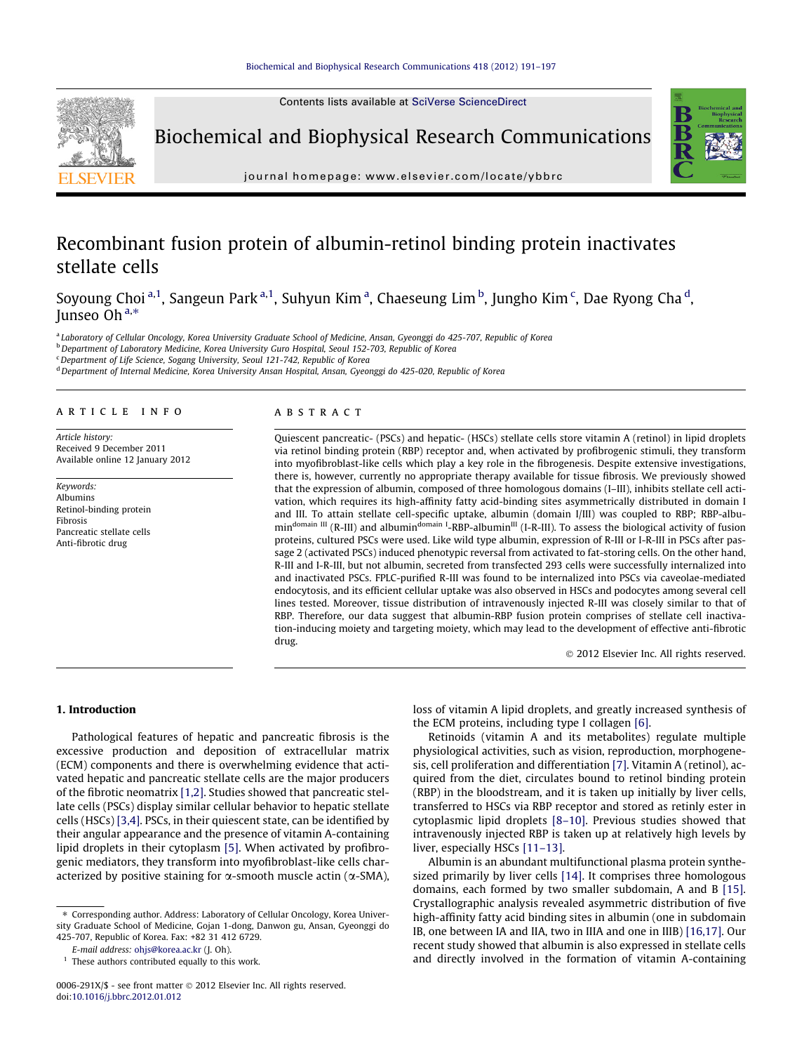# Recombinant fusion protein of albumin-retinol binding protein inactivates stellate cells

Soyoung Choi [a,1], Sangeun Park [a,1], Suhyun Kim [a], Chaeseung Lim [b], Jungho Kim [c], Dae Ryong Cha [d], Junseo Oh [a,*]

[a] Laboratory of Cellular Oncology, Korea University Graduate School of Medicine, Ansan, Gyeonggi do 425-707, Republic of Korea
[b] Department of Laboratory Medicine, Korea University Guro Hospital, Seoul 152-703, Republic of Korea
[c] Department of Life Science, Sogang University, Seoul 121-742, Republic of Korea
[d] Department of Internal Medicine, Korea University Ansan Hospital, Ansan, Gyeonggi do 425-020, Republic of Korea

## ARTICLE INFO

*Article history:*
Received 9 December 2011
Available online 12 January 2012

*Keywords:*
Albumins
Retinol-binding protein
Fibrosis
Pancreatic stellate cells
Anti-fibrotic drug

## ABSTRACT

Quiescent pancreatic- (PSCs) and hepatic- (HSCs) stellate cells store vitamin A (retinol) in lipid droplets via retinol binding protein (RBP) receptor and, when activated by profibrogenic stimuli, they transform into myofibroblast-like cells which play a key role in the fibrogenesis. Despite extensive investigations, there is, however, currently no appropriate therapy available for tissue fibrosis. We previously showed that the expression of albumin, composed of three homologous domains (I–III), inhibits stellate cell activation, which requires its high-affinity fatty acid-binding sites asymmetrically distributed in domain I and III. To attain stellate cell-specific uptake, albumin (domain I/III) was coupled to RBP; RBP-albumin$^{\text{domain III}}$ (R-III) and albumin$^{\text{domain I}}$-RBP-albumin$^{\text{III}}$ (I-R-III). To assess the biological activity of fusion proteins, cultured PSCs were used. Like wild type albumin, expression of R-III or I-R-III in PSCs after passage 2 (activated PSCs) induced phenotypic reversal from activated to fat-storing cells. On the other hand, R-III and I-R-III, but not albumin, secreted from transfected 293 cells were successfully internalized into and inactivated PSCs. FPLC-purified R-III was found to be internalized into PSCs via caveolae-mediated endocytosis, and its efficient cellular uptake was also observed in HSCs and podocytes among several cell lines tested. Moreover, tissue distribution of intravenously injected R-III was closely similar to that of RBP. Therefore, our data suggest that albumin-RBP fusion protein comprises of stellate cell inactivation-inducing moiety and targeting moiety, which may lead to the development of effective anti-fibrotic drug.

© 2012 Elsevier Inc. All rights reserved.

## 1. Introduction

Pathological features of hepatic and pancreatic fibrosis is the excessive production and deposition of extracellular matrix (ECM) components and there is overwhelming evidence that activated hepatic and pancreatic stellate cells are the major producers of the fibrotic neomatrix [1,2]. Studies showed that pancreatic stellate cells (PSCs) display similar cellular behavior to hepatic stellate cells (HSCs) [3,4]. PSCs, in their quiescent state, can be identified by their angular appearance and the presence of vitamin A-containing lipid droplets in their cytoplasm [5]. When activated by profibrogenic mediators, they transform into myofibroblast-like cells characterized by positive staining for α-smooth muscle actin (α-SMA), loss of vitamin A lipid droplets, and greatly increased synthesis of the ECM proteins, including type I collagen [6].

Retinoids (vitamin A and its metabolites) regulate multiple physiological activities, such as vision, reproduction, morphogenesis, cell proliferation and differentiation [7]. Vitamin A (retinol), acquired from the diet, circulates bound to retinol binding protein (RBP) in the bloodstream, and it is taken up initially by liver cells, transferred to HSCs via RBP receptor and stored as retinly ester in cytoplasmic lipid droplets [8–10]. Previous studies showed that intravenously injected RBP is taken up at relatively high levels by liver, especially HSCs [11–13].

Albumin is an abundant multifunctional plasma protein synthesized primarily by liver cells [14]. It comprises three homologous domains, each formed by two smaller subdomain, A and B [15]. Crystallographic analysis revealed asymmetric distribution of five high-affinity fatty acid binding sites in albumin (one in subdomain IB, one between IA and IIA, two in IIIA and one in IIIB) [16,17]. Our recent study showed that albumin is also expressed in stellate cells and directly involved in the formation of vitamin A-containing

---

\* Corresponding author. Address: Laboratory of Cellular Oncology, Korea University Graduate School of Medicine, Gojan 1-dong, Danwon gu, Ansan, Gyeonggi do 425-707, Republic of Korea. Fax: +82 31 412 6729.
*E-mail address:* ohjs@korea.ac.kr (J. Oh).
[1] These authors contributed equally to this work.

0006-291X/$ - see front matter © 2012 Elsevier Inc. All rights reserved.
doi:10.1016/j.bbrc.2012.01.012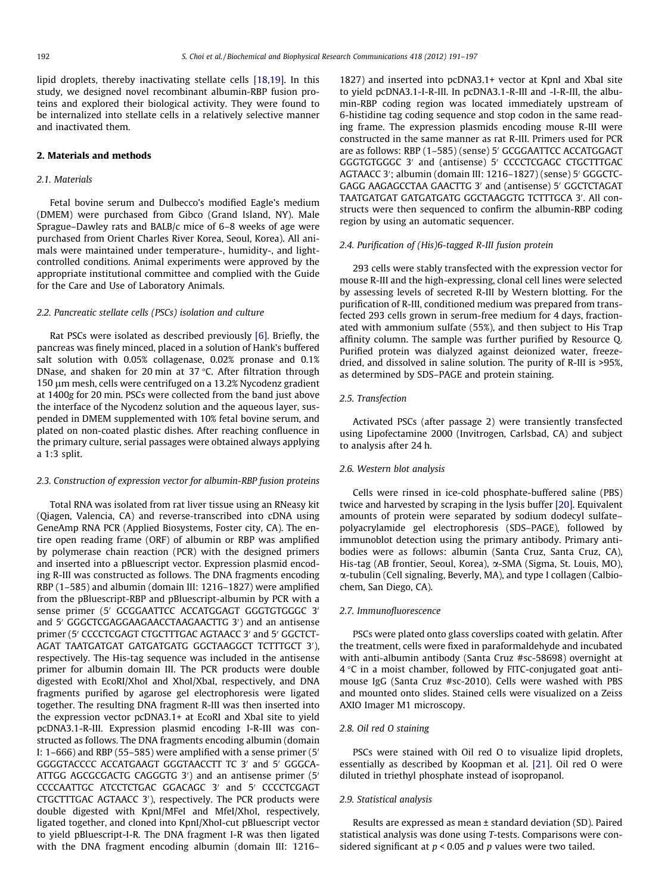lipid droplets, thereby inactivating stellate cells [18,19]. In this study, we designed novel recombinant albumin-RBP fusion proteins and explored their biological activity. They were found to be internalized into stellate cells in a relatively selective manner and inactivated them.

## 2. Materials and methods

### 2.1. Materials

Fetal bovine serum and Dulbecco's modified Eagle's medium (DMEM) were purchased from Gibco (Grand Island, NY). Male Sprague–Dawley rats and BALB/c mice of 6–8 weeks of age were purchased from Orient Charles River Korea, Seoul, Korea). All animals were maintained under temperature-, humidity-, and light-controlled conditions. Animal experiments were approved by the appropriate institutional committee and complied with the Guide for the Care and Use of Laboratory Animals.

### 2.2. Pancreatic stellate cells (PSCs) isolation and culture

Rat PSCs were isolated as described previously [6]. Briefly, the pancreas was finely minced, placed in a solution of Hank's buffered salt solution with 0.05% collagenase, 0.02% pronase and 0.1% DNase, and shaken for 20 min at 37 °C. After filtration through 150 μm mesh, cells were centrifuged on a 13.2% Nycodenz gradient at 1400*g* for 20 min. PSCs were collected from the band just above the interface of the Nycodenz solution and the aqueous layer, suspended in DMEM supplemented with 10% fetal bovine serum, and plated on non-coated plastic dishes. After reaching confluence in the primary culture, serial passages were obtained always applying a 1:3 split.

### 2.3. Construction of expression vector for albumin-RBP fusion proteins

Total RNA was isolated from rat liver tissue using an RNeasy kit (Qiagen, Valencia, CA) and reverse-transcribed into cDNA using GeneAmp RNA PCR (Applied Biosystems, Foster city, CA). The entire open reading frame (ORF) of albumin or RBP was amplified by polymerase chain reaction (PCR) with the designed primers and inserted into a pBluescript vector. Expression plasmid encoding R-III was constructed as follows. The DNA fragments encoding RBP (1–585) and albumin (domain III: 1216–1827) were amplified from the pBluescript-RBP and pBluescript-albumin by PCR with a sense primer (5′ GCGGAATTCC ACCATGGAGT GGGTGTGGGC 3′ and 5′ GGGCTCGAGGAAGAACCTAAGAACTTG 3′) and an antisense primer (5′ CCCCTCGAGT CTGCTTTGAC AGTAACC 3′ and 5′ GGCTCTAGAT TAATGATGAT GATGATGATG GGCTAAGGCT TCTTTGCT 3′), respectively. The His-tag sequence was included in the antisense primer for albumin domain III. The PCR products were double digested with EcoRI/XhoI and XhoI/XbaI, respectively, and DNA fragments purified by agarose gel electrophoresis were ligated together. The resulting DNA fragment R-III was then inserted into the expression vector pcDNA3.1+ at EcoRI and XbaI site to yield pcDNA3.1-R-III. Expression plasmid encoding I-R-III was constructed as follows. The DNA fragments encoding albumin (domain I: 1–666) and RBP (55–585) were amplified with a sense primer (5′ GGGGTACCCC ACCATGAAGT GGGTAACCTT TC 3′ and 5′ GGGCAATTGG AGCGCGACTG CAGGGTG 3′) and an antisense primer (5′ CCCCAATTGC ATCCTCTGAC GGACAGC 3′ and 5′ CCCCTCGAGT CTGCTTTGAC AGTAACC 3′), respectively. The PCR products were double digested with KpnI/MFeI and MfeI/XhoI, respectively, ligated together, and cloned into KpnI/XhoI-cut pBluescript vector to yield pBluescript-I-R. The DNA fragment I-R was then ligated with the DNA fragment encoding albumin (domain III: 1216–1827) and inserted into pcDNA3.1+ vector at KpnI and XbaI site to yield pcDNA3.1-I-R-III. In pcDNA3.1-R-III and -I-R-III, the albumin-RBP coding region was located immediately upstream of 6-histidine tag coding sequence and stop codon in the same reading frame. The expression plasmids encoding mouse R-III were constructed in the same manner as rat R-III. Primers used for PCR are as follows: RBP (1–585) (sense) 5′ GCGGAATTCC ACCATGGAGT GGGTGTGGGC 3′ and (antisense) 5′ CCCCTCGAGC CTGCTTTGAC AGTAACC 3′; albumin (domain III: 1216–1827) (sense) 5′ GGGCTCGAGG AAGAGCCTAA GAACTTG 3′ and (antisense) 5′ GGCTCTAGAT TAATGATGAT GATGATGATG GGCTAAGGTG TCTTTGCA 3′. All constructs were then sequenced to confirm the albumin-RBP coding region by using an automatic sequencer.

### 2.4. Purification of (His)6-tagged R-III fusion protein

293 cells were stably transfected with the expression vector for mouse R-III and the high-expressing, clonal cell lines were selected by assessing levels of secreted R-III by Western blotting. For the purification of R-III, conditioned medium was prepared from transfected 293 cells grown in serum-free medium for 4 days, fractionated with ammonium sulfate (55%), and then subject to His Trap affinity column. The sample was further purified by Resource Q. Purified protein was dialyzed against deionized water, freeze-dried, and dissolved in saline solution. The purity of R-III is >95%, as determined by SDS–PAGE and protein staining.

### 2.5. Transfection

Activated PSCs (after passage 2) were transiently transfected using Lipofectamine 2000 (Invitrogen, Carlsbad, CA) and subject to analysis after 24 h.

### 2.6. Western blot analysis

Cells were rinsed in ice-cold phosphate-buffered saline (PBS) twice and harvested by scraping in the lysis buffer [20]. Equivalent amounts of protein were separated by sodium dodecyl sulfate–polyacrylamide gel electrophoresis (SDS–PAGE), followed by immunoblot detection using the primary antibody. Primary antibodies were as follows: albumin (Santa Cruz, Santa Cruz, CA), His-tag (AB frontier, Seoul, Korea), α-SMA (Sigma, St. Louis, MO), α-tubulin (Cell signaling, Beverly, MA), and type I collagen (Calbiochem, San Diego, CA).

### 2.7. Immunofluorescence

PSCs were plated onto glass coverslips coated with gelatin. After the treatment, cells were fixed in paraformaldehyde and incubated with anti-albumin antibody (Santa Cruz #sc-58698) overnight at 4 °C in a moist chamber, followed by FITC-conjugated goat anti-mouse IgG (Santa Cruz #sc-2010). Cells were washed with PBS and mounted onto slides. Stained cells were visualized on a Zeiss AXIO Imager M1 microscopy.

### 2.8. Oil red O staining

PSCs were stained with Oil red O to visualize lipid droplets, essentially as described by Koopman et al. [21]. Oil red O were diluted in triethyl phosphate instead of isopropanol.

### 2.9. Statistical analysis

Results are expressed as mean ± standard deviation (SD). Paired statistical analysis was done using *T*-tests. Comparisons were considered significant at $p < 0.05$ and $p$ values were two tailed.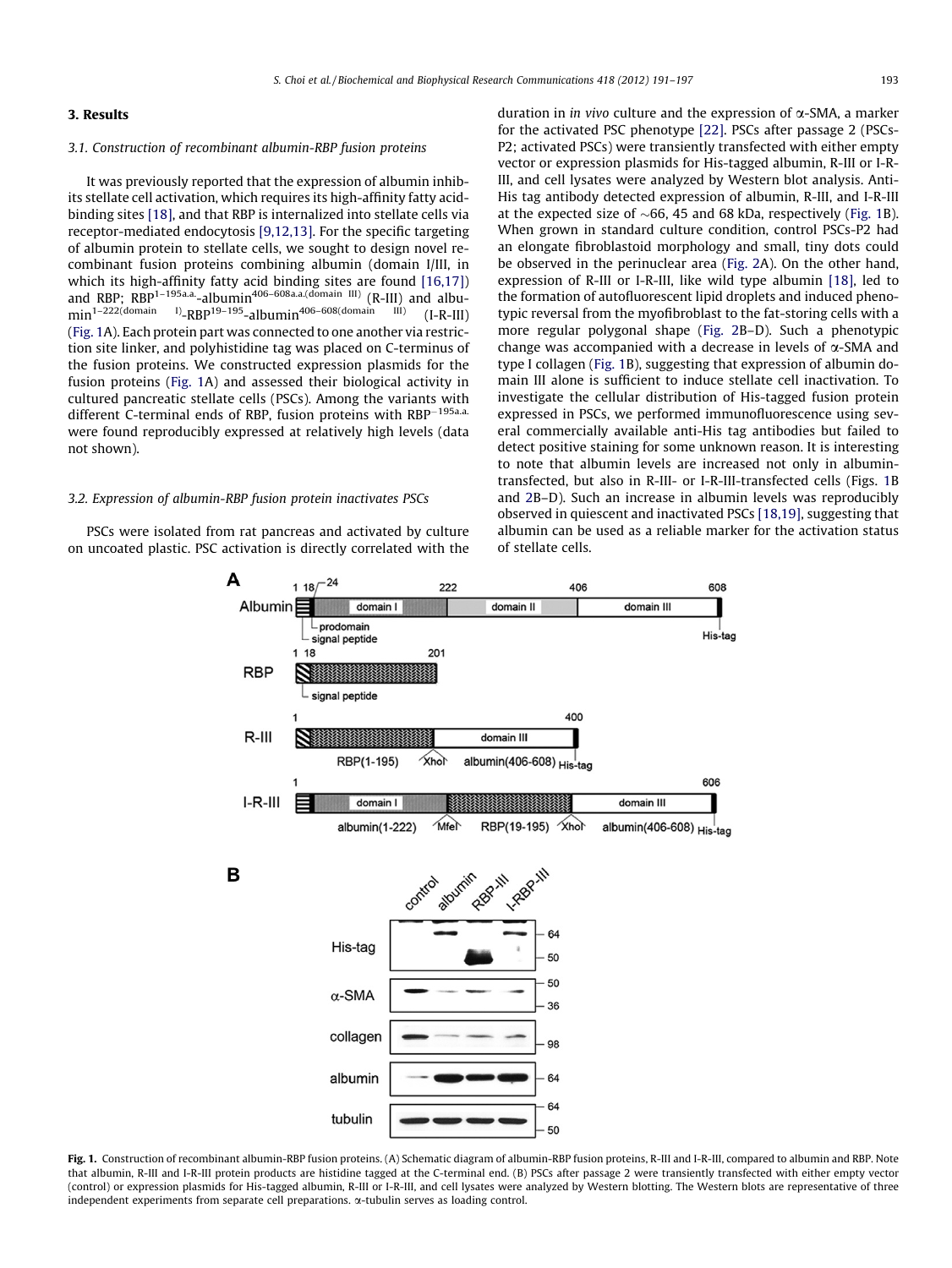## 3. Results

### 3.1. Construction of recombinant albumin-RBP fusion proteins

It was previously reported that the expression of albumin inhibits stellate cell activation, which requires its high-affinity fatty acid-binding sites [18], and that RBP is internalized into stellate cells via receptor-mediated endocytosis [9,12,13]. For the specific targeting of albumin protein to stellate cells, we sought to design novel recombinant fusion proteins combining albumin (domain I/III, in which its high-affinity fatty acid binding sites are found [16,17]) and RBP; $RBP^{1-195a.a.}$-$albumin^{406-608a.a.(domain\ III)}$ (R-III) and $albumin^{1-222(domain\ I)}$-$RBP^{19-195}$-$albumin^{406-608(domain\ III)}$ (I-R-III) (Fig. 1A). Each protein part was connected to one another via restriction site linker, and polyhistidine tag was placed on C-terminus of the fusion proteins. We constructed expression plasmids for the fusion proteins (Fig. 1A) and assessed their biological activity in cultured pancreatic stellate cells (PSCs). Among the variants with different C-terminal ends of RBP, fusion proteins with $RBP^{-195a.a.}$ were found reproducibly expressed at relatively high levels (data not shown).

### 3.2. Expression of albumin-RBP fusion protein inactivates PSCs

PSCs were isolated from rat pancreas and activated by culture on uncoated plastic. PSC activation is directly correlated with the duration in *in vivo* culture and the expression of α-SMA, a marker for the activated PSC phenotype [22]. PSCs after passage 2 (PSCs-P2; activated PSCs) were transiently transfected with either empty vector or expression plasmids for His-tagged albumin, R-III or I-R-III, and cell lysates were analyzed by Western blot analysis. Anti-His tag antibody detected expression of albumin, R-III, and I-R-III at the expected size of ~66, 45 and 68 kDa, respectively (Fig. 1B). When grown in standard culture condition, control PSCs-P2 had an elongate fibroblastoid morphology and small, tiny dots could be observed in the perinuclear area (Fig. 2A). On the other hand, expression of R-III or I-R-III, like wild type albumin [18], led to the formation of autofluorescent lipid droplets and induced phenotypic reversal from the myofibroblast to the fat-storing cells with a more regular polygonal shape (Fig. 2B–D). Such a phenotypic change was accompanied with a decrease in levels of α-SMA and type I collagen (Fig. 1B), suggesting that expression of albumin domain III alone is sufficient to induce stellate cell inactivation. To investigate the cellular distribution of His-tagged fusion protein expressed in PSCs, we performed immunofluorescence using several commercially available anti-His tag antibodies but failed to detect positive staining for some unknown reason. It is interesting to note that albumin levels are increased not only in albumin-transfected, but also in R-III- or I-R-III-transfected cells (Figs. 1B and 2B–D). Such an increase in albumin levels was reproducibly observed in quiescent and inactivated PSCs [18,19], suggesting that albumin can be used as a reliable marker for the activation status of stellate cells.

**Fig. 1.** Construction of recombinant albumin-RBP fusion proteins. (A) Schematic diagram of albumin-RBP fusion proteins, R-III and I-R-III, compared to albumin and RBP. Note that albumin, R-III and I-R-III protein products are histidine tagged at the C-terminal end. (B) PSCs after passage 2 were transiently transfected with either empty vector (control) or expression plasmids for His-tagged albumin, R-III or I-R-III, and cell lysates were analyzed by Western blotting. The Western blots are representative of three independent experiments from separate cell preparations. α-tubulin serves as loading control.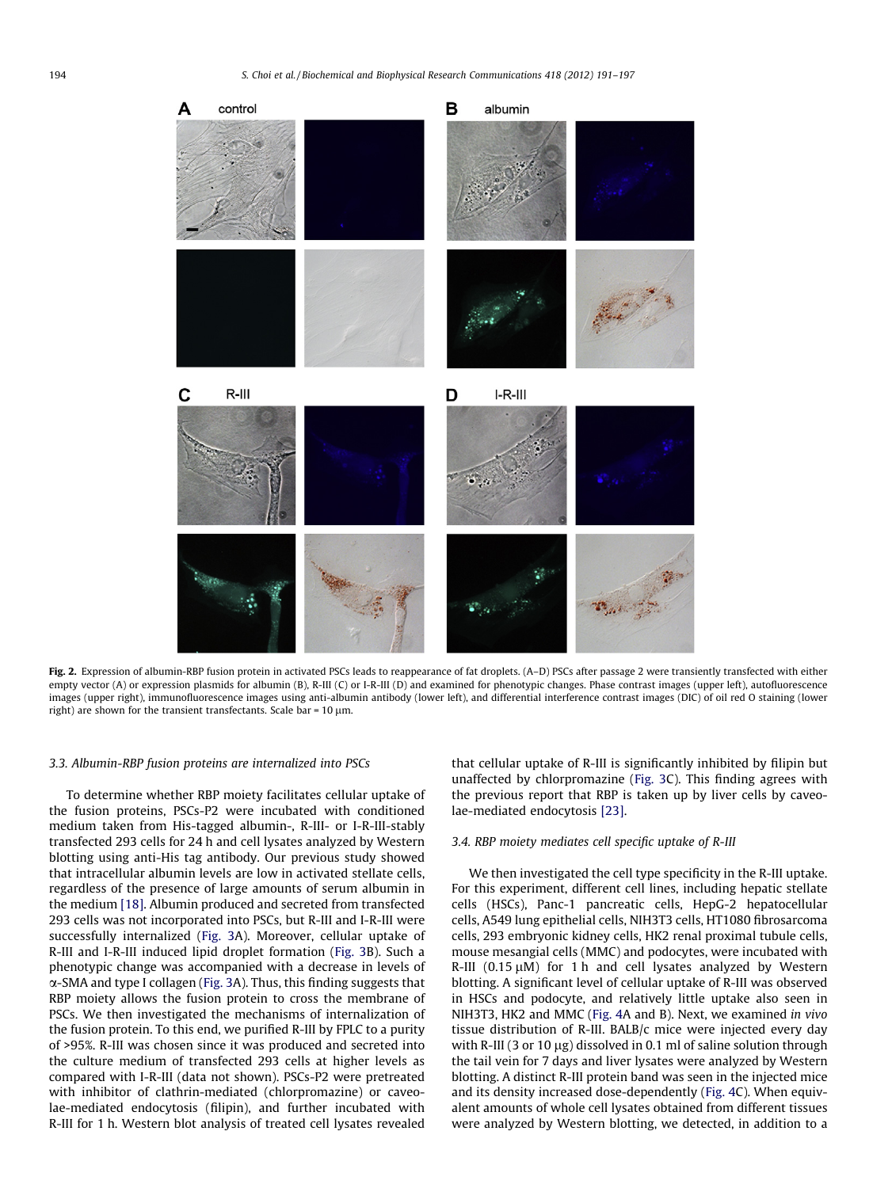**Fig. 2.** Expression of albumin-RBP fusion protein in activated PSCs leads to reappearance of fat droplets. (A–D) PSCs after passage 2 were transiently transfected with either empty vector (A) or expression plasmids for albumin (B), R-III (C) or I-R-III (D) and examined for phenotypic changes. Phase contrast images (upper left), autofluorescence images (upper right), immunofluorescence images using anti-albumin antibody (lower left), and differential interference contrast images (DIC) of oil red O staining (lower right) are shown for the transient transfectants. Scale bar = 10 μm.

### 3.3. Albumin-RBP fusion proteins are internalized into PSCs

To determine whether RBP moiety facilitates cellular uptake of the fusion proteins, PSCs-P2 were incubated with conditioned medium taken from His-tagged albumin-, R-III- or I-R-III-stably transfected 293 cells for 24 h and cell lysates analyzed by Western blotting using anti-His tag antibody. Our previous study showed that intracellular albumin levels are low in activated stellate cells, regardless of the presence of large amounts of serum albumin in the medium [18]. Albumin produced and secreted from transfected 293 cells was not incorporated into PSCs, but R-III and I-R-III were successfully internalized (Fig. 3A). Moreover, cellular uptake of R-III and I-R-III induced lipid droplet formation (Fig. 3B). Such a phenotypic change was accompanied with a decrease in levels of α-SMA and type I collagen (Fig. 3A). Thus, this finding suggests that RBP moiety allows the fusion protein to cross the membrane of PSCs. We then investigated the mechanisms of internalization of the fusion protein. To this end, we purified R-III by FPLC to a purity of >95%. R-III was chosen since it was produced and secreted into the culture medium of transfected 293 cells at higher levels as compared with I-R-III (data not shown). PSCs-P2 were pretreated with inhibitor of clathrin-mediated (chlorpromazine) or caveolae-mediated endocytosis (filipin), and further incubated with R-III for 1 h. Western blot analysis of treated cell lysates revealed that cellular uptake of R-III is significantly inhibited by filipin but unaffected by chlorpromazine (Fig. 3C). This finding agrees with the previous report that RBP is taken up by liver cells by caveolae-mediated endocytosis [23].

### 3.4. RBP moiety mediates cell specific uptake of R-III

We then investigated the cell type specificity in the R-III uptake. For this experiment, different cell lines, including hepatic stellate cells (HSCs), Panc-1 pancreatic cells, HepG-2 hepatocellular cells, A549 lung epithelial cells, NIH3T3 cells, HT1080 fibrosarcoma cells, 293 embryonic kidney cells, HK2 renal proximal tubule cells, mouse mesangial cells (MMC) and podocytes, were incubated with R-III (0.15 μM) for 1 h and cell lysates analyzed by Western blotting. A significant level of cellular uptake of R-III was observed in HSCs and podocyte, and relatively little uptake also seen in NIH3T3, HK2 and MMC (Fig. 4A and B). Next, we examined *in vivo* tissue distribution of R-III. BALB/c mice were injected every day with R-III (3 or 10 μg) dissolved in 0.1 ml of saline solution through the tail vein for 7 days and liver lysates were analyzed by Western blotting. A distinct R-III protein band was seen in the injected mice and its density increased dose-dependently (Fig. 4C). When equivalent amounts of whole cell lysates obtained from different tissues were analyzed by Western blotting, we detected, in addition to a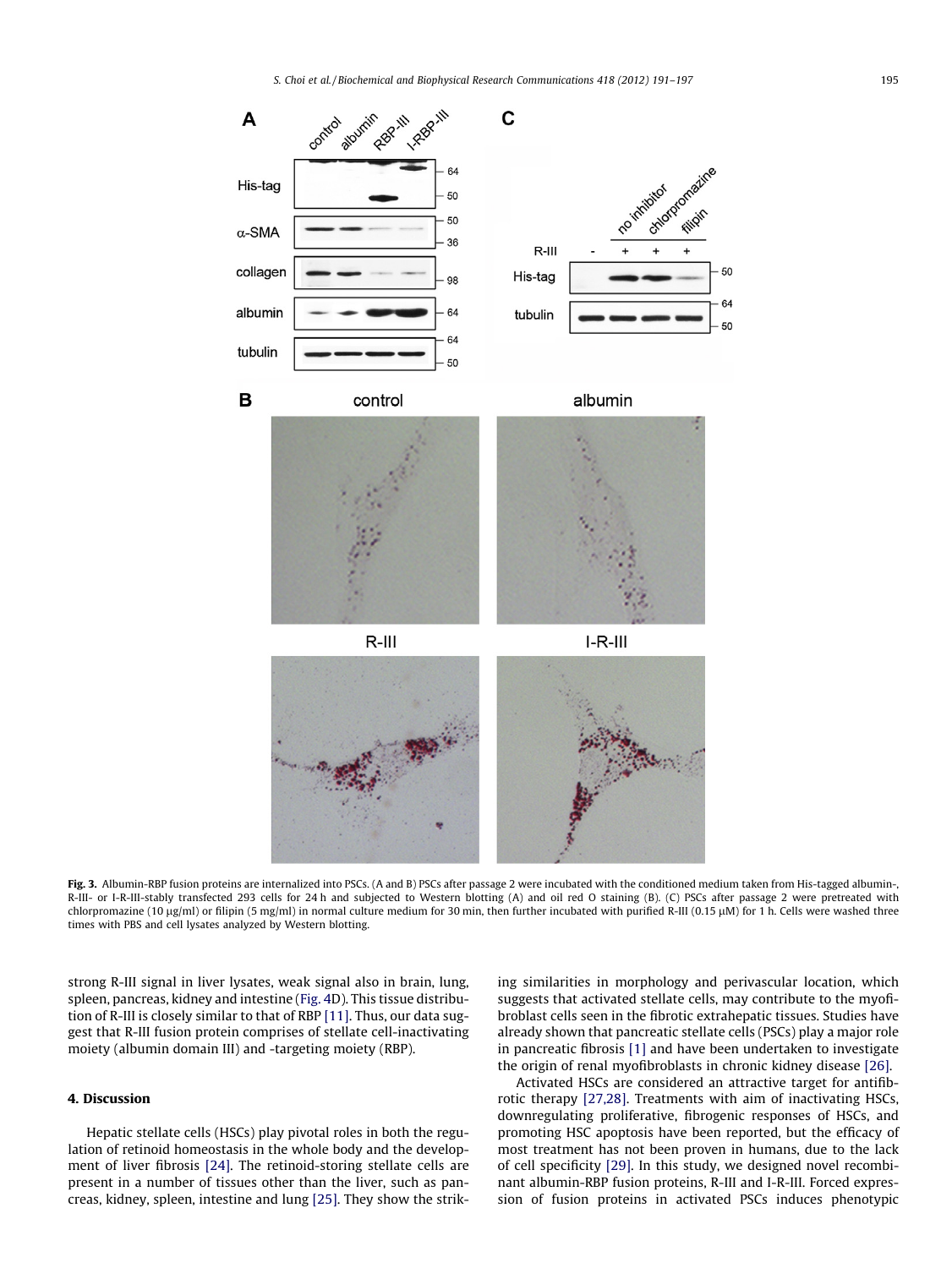**Fig. 3.** Albumin-RBP fusion proteins are internalized into PSCs. (A and B) PSCs after passage 2 were incubated with the conditioned medium taken from His-tagged albumin-, R-III- or I-R-III-stably transfected 293 cells for 24 h and subjected to Western blotting (A) and oil red O staining (B). (C) PSCs after passage 2 were pretreated with chlorpromazine (10 μg/ml) or filipin (5 mg/ml) in normal culture medium for 30 min, then further incubated with purified R-III (0.15 μM) for 1 h. Cells were washed three times with PBS and cell lysates analyzed by Western blotting.

strong R-III signal in liver lysates, weak signal also in brain, lung, spleen, pancreas, kidney and intestine (Fig. 4D). This tissue distribution of R-III is closely similar to that of RBP [11]. Thus, our data suggest that R-III fusion protein comprises of stellate cell-inactivating moiety (albumin domain III) and -targeting moiety (RBP).

## 4. Discussion

Hepatic stellate cells (HSCs) play pivotal roles in both the regulation of retinoid homeostasis in the whole body and the development of liver fibrosis [24]. The retinoid-storing stellate cells are present in a number of tissues other than the liver, such as pancreas, kidney, spleen, intestine and lung [25]. They show the striking similarities in morphology and perivascular location, which suggests that activated stellate cells, may contribute to the myofibroblast cells seen in the fibrotic extrahepatic tissues. Studies have already shown that pancreatic stellate cells (PSCs) play a major role in pancreatic fibrosis [1] and have been undertaken to investigate the origin of renal myofibroblasts in chronic kidney disease [26].

Activated HSCs are considered an attractive target for antifibrotic therapy [27,28]. Treatments with aim of inactivating HSCs, downregulating proliferative, fibrogenic responses of HSCs, and promoting HSC apoptosis have been reported, but the efficacy of most treatment has not been proven in humans, due to the lack of cell specificity [29]. In this study, we designed novel recombinant albumin-RBP fusion proteins, R-III and I-R-III. Forced expression of fusion proteins in activated PSCs induces phenotypic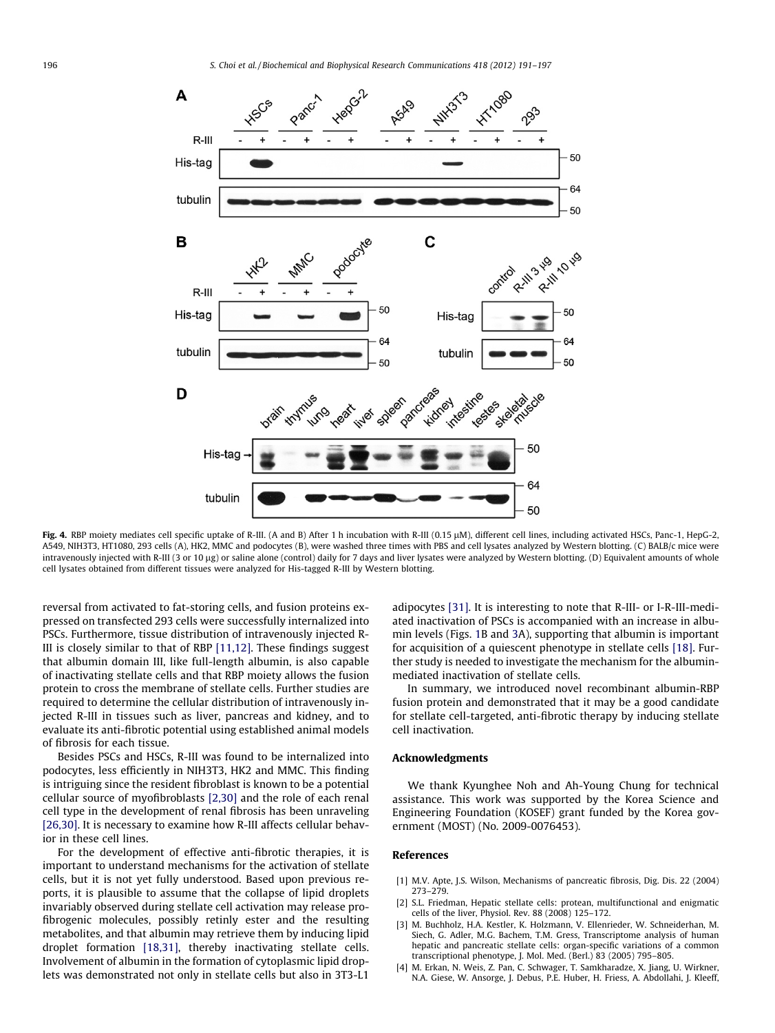**Fig. 4.** RBP moiety mediates cell specific uptake of R-III. (A and B) After 1 h incubation with R-III (0.15 μM), different cell lines, including activated HSCs, Panc-1, HepG-2, A549, NIH3T3, HT1080, 293 cells (A), HK2, MMC and podocytes (B), were washed three times with PBS and cell lysates analyzed by Western blotting. (C) BALB/c mice were intravenously injected with R-III (3 or 10 μg) or saline alone (control) daily for 7 days and liver lysates were analyzed by Western blotting. (D) Equivalent amounts of whole cell lysates obtained from different tissues were analyzed for His-tagged R-III by Western blotting.

reversal from activated to fat-storing cells, and fusion proteins expressed on transfected 293 cells were successfully internalized into PSCs. Furthermore, tissue distribution of intravenously injected R-III is closely similar to that of RBP [11,12]. These findings suggest that albumin domain III, like full-length albumin, is also capable of inactivating stellate cells and that RBP moiety allows the fusion protein to cross the membrane of stellate cells. Further studies are required to determine the cellular distribution of intravenously injected R-III in tissues such as liver, pancreas and kidney, and to evaluate its anti-fibrotic potential using established animal models of fibrosis for each tissue.

Besides PSCs and HSCs, R-III was found to be internalized into podocytes, less efficiently in NIH3T3, HK2 and MMC. This finding is intriguing since the resident fibroblast is known to be a potential cellular source of myofibroblasts [2,30] and the role of each renal cell type in the development of renal fibrosis has been unraveling [26,30]. It is necessary to examine how R-III affects cellular behavior in these cell lines.

For the development of effective anti-fibrotic therapies, it is important to understand mechanisms for the activation of stellate cells, but it is not yet fully understood. Based upon previous reports, it is plausible to assume that the collapse of lipid droplets invariably observed during stellate cell activation may release pro-fibrogenic molecules, possibly retinly ester and the resulting metabolites, and that albumin may retrieve them by inducing lipid droplet formation [18,31], thereby inactivating stellate cells. Involvement of albumin in the formation of cytoplasmic lipid droplets was demonstrated not only in stellate cells but also in 3T3-L1 adipocytes [31]. It is interesting to note that R-III- or I-R-III-mediated inactivation of PSCs is accompanied with an increase in albumin levels (Figs. 1B and 3A), supporting that albumin is important for acquisition of a quiescent phenotype in stellate cells [18]. Further study is needed to investigate the mechanism for the albumin-mediated inactivation of stellate cells.

In summary, we introduced novel recombinant albumin-RBP fusion protein and demonstrated that it may be a good candidate for stellate cell-targeted, anti-fibrotic therapy by inducing stellate cell inactivation.

## Acknowledgments

We thank Kyunghee Noh and Ah-Young Chung for technical assistance. This work was supported by the Korea Science and Engineering Foundation (KOSEF) grant funded by the Korea government (MOST) (No. 2009-0076453).

## References

[1] M.V. Apte, J.S. Wilson, Mechanisms of pancreatic fibrosis, Dig. Dis. 22 (2004) 273–279.

[2] S.L. Friedman, Hepatic stellate cells: protean, multifunctional and enigmatic cells of the liver, Physiol. Rev. 88 (2008) 125–172.

[3] M. Buchholz, H.A. Kestler, K. Holzmann, V. Ellenrieder, W. Schneiderhan, M. Siech, G. Adler, M.G. Bachem, T.M. Gress, Transcriptome analysis of human hepatic and pancreatic stellate cells: organ-specific variations of a common transcriptional phenotype, J. Mol. Med. (Berl.) 83 (2005) 795–805.

[4] M. Erkan, N. Weis, Z. Pan, C. Schwager, T. Samkharadze, X. Jiang, U. Wirkner, N.A. Giese, W. Ansorge, J. Debus, P.E. Huber, H. Friess, A. Abdollahi, J. Kleeff,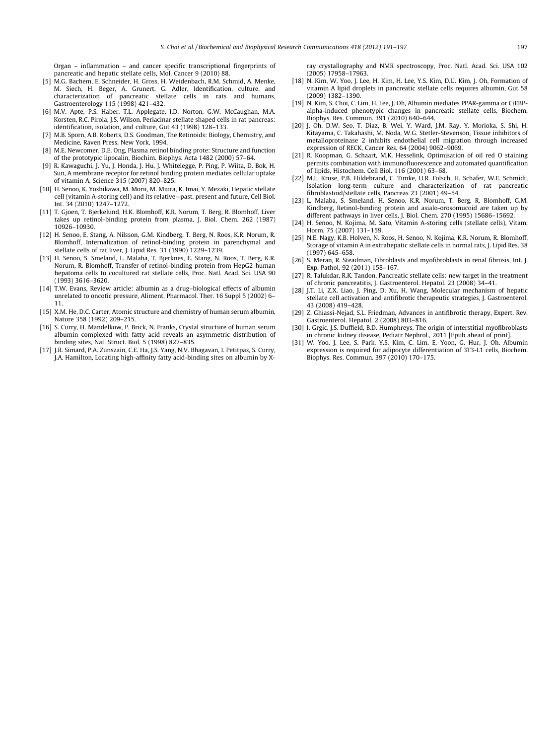Organ – inflammation – and cancer specific transcriptional fingerprints of pancreatic and hepatic stellate cells, Mol. Cancer 9 (2010) 88.

[5] M.G. Bachem, E. Schneider, H. Gross, H. Weidenbach, R.M. Schmid, A. Menke, M. Siech, H. Beger, A. Grunert, G. Adler, Identification, culture, and characterization of pancreatic stellate cells in rats and humans, Gastroenterology 115 (1998) 421–432.

[6] M.V. Apte, P.S. Haber, T.L. Applegate, I.D. Norton, G.W. McCaughan, M.A. Korsten, R.C. Pirola, J.S. Wilson, Periacinar stellate shaped cells in rat pancreas: identification, isolation, and culture, Gut 43 (1998) 128–133.

[7] M.B. Sporn, A.B. Roberts, D.S. Goodman, The Retinoids: Biology, Chemistry, and Medicine, Raven Press, New York, 1994.

[8] M.E. Newcomer, D.E. Ong, Plasma retinol binding prote: Structure and function of the prototypic lipocalin, Biochim. Biophys. Acta 1482 (2000) 57–64.

[9] R. Kawaguchi, J. Yu, J. Honda, J. Hu, J. Whitelegge, P. Ping, P. Wiita, D. Bok, H. Sun, A membrane receptor for retinol binding protein mediates cellular uptake of vitamin A, Science 315 (2007) 820–825.

[10] H. Senoo, K. Yoshikawa, M. Morii, M. Miura, K. Imai, Y. Mezaki, Hepatic stellate cell (vitamin A-storing cell) and its relative—past, present and future, Cell Biol. Int. 34 (2010) 1247–1272.

[11] T. Gjoen, T. Bjerkelund, H.K. Blomhoff, K.R. Norum, T. Berg, R. Blomhoff, Liver takes up retinol-binding protein from plasma, J. Biol. Chem. 262 (1987) 10926–10930.

[12] H. Senoo, E. Stang, A. Nilsson, G.M. Kindberg, T. Berg, N. Roos, K.R. Norum, R. Blomhoff, Internalization of retinol-binding protein in parenchymal and stellate cells of rat liver, J. Lipid Res. 31 (1990) 1229–1239.

[13] H. Senoo, S. Smeland, L. Malaba, T. Bjerknes, E. Stang, N. Roos, T. Berg, K.R. Norum, R. Blomhoff, Transfer of retinol-binding protein from HepG2 human hepatoma cells to cocultured rat stellate cells, Proc. Natl. Acad. Sci. USA 90 (1993) 3616–3620.

[14] T.W. Evans, Review article: albumin as a drug–biological effects of albumin unrelated to oncotic pressure, Aliment. Pharmacol. Ther. 16 Suppl 5 (2002) 6–11.

[15] X.M. He, D.C. Carter, Atomic structure and chemistry of human serum albumin, Nature 358 (1992) 209–215.

[16] S. Curry, H. Mandelkow, P. Brick, N. Franks, Crystal structure of human serum albumin complexed with fatty acid reveals an asymmetric distribution of binding sites, Nat. Struct. Biol. 5 (1998) 827–835.

[17] J.R. Simard, P.A. Zunszain, C.E. Ha, J.S. Yang, N.V. Bhagavan, I. Petitpas, S. Curry, J.A. Hamilton, Locating high-affinity fatty acid-binding sites on albumin by X-ray crystallography and NMR spectroscopy, Proc. Natl. Acad. Sci. USA 102 (2005) 17958–17963.

[18] N. Kim, W. Yoo, J. Lee, H. Kim, H. Lee, Y.S. Kim, D.U. Kim, J. Oh, Formation of vitamin A lipid droplets in pancreatic stellate cells requires albumin, Gut 58 (2009) 1382–1390.

[19] N. Kim, S. Choi, C. Lim, H. Lee, J. Oh, Albumin mediates PPAR-gamma or C/EBP-alpha-induced phenotypic changes in pancreatic stellate cells, Biochem. Biophys. Res. Commun. 391 (2010) 640–644.

[20] J. Oh, D.W. Seo, T. Diaz, B. Wei, Y. Ward, J.M. Ray, Y. Morioka, S. Shi, H. Kitayama, C. Takahashi, M. Noda, W.G. Stetler-Stevenson, Tissue inhibitors of metalloproteinase 2 inhibits endothelial cell migration through increased expression of RECK, Cancer Res. 64 (2004) 9062–9069.

[21] R. Koopman, G. Schaart, M.K. Hesselink, Optimisation of oil red O staining permits combination with immunofluorescence and automated quantification of lipids, Histochem. Cell Biol. 116 (2001) 63–68.

[22] M.L. Kruse, P.B. Hildebrand, C. Timke, U.R. Folsch, H. Schafer, W.E. Schmidt, Isolation long-term culture and characterization of rat pancreatic fibroblastoid/stellate cells, Pancreas 23 (2001) 49–54.

[23] L. Malaba, S. Smeland, H. Senoo, K.R. Norum, T. Berg, R. Blomhoff, G.M. Kindberg, Retinol-binding protein and asialo-orosomucoid are taken up by different pathways in liver cells, J. Biol. Chem. 270 (1995) 15686–15692.

[24] H. Senoo, N. Kojima, M. Sato, Vitamin A-storing cells (stellate cells), Vitam. Horm. 75 (2007) 131–159.

[25] N.E. Nagy, K.B. Holven, N. Roos, H. Senoo, N. Kojima, K.R. Norum, R. Blomhoff, Storage of vitamin A in extrahepatic stellate cells in normal rats, J. Lipid Res. 38 (1997) 645–658.

[26] S. Meran, R. Steadman, Fibroblasts and myofibroblasts in renal fibrosis, Int. J. Exp. Pathol. 92 (2011) 158–167.

[27] R. Talukdar, R.K. Tandon, Pancreatic stellate cells: new target in the treatment of chronic pancreatitis, J. Gastroenterol. Hepatol. 23 (2008) 34–41.

[28] J.T. Li, Z.X. Liao, J. Ping, D. Xu, H. Wang, Molecular mechanism of hepatic stellate cell activation and antifibrotic therapeutic strategies, J. Gastroenterol. 43 (2008) 419–428.

[29] Z. Ghiassi-Nejad, S.L. Friedman, Advances in antifibrotic therapy, Expert. Rev. Gastroenterol. Hepatol. 2 (2008) 803–816.

[30] I. Grgic, J.S. Duffield, B.D. Humphreys, The origin of interstitial myofibroblasts in chronic kidney disease, Pediatr Nephrol., 2011 [Epub ahead of print].

[31] W. Yoo, J. Lee, S. Park, Y.S. Kim, C. Lim, E. Yoon, G. Hur, J. Oh, Albumin expression is required for adipocyte differentiation of 3T3-L1 cells, Biochem. Biophys. Res. Commun. 397 (2010) 170–175.